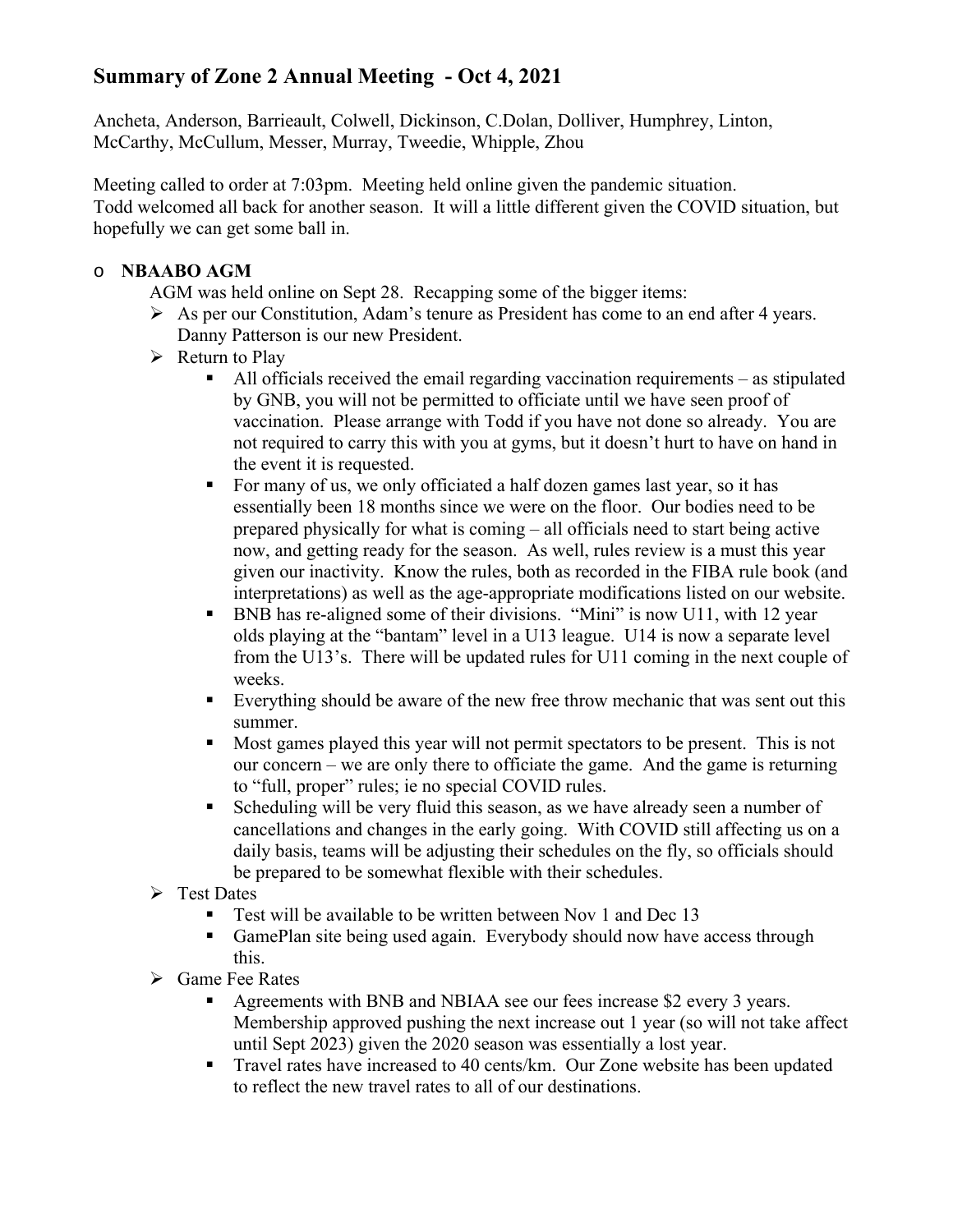# Summary of Zone 2 Annual Meeting - Oct 4, 2021

Ancheta, Anderson, Barrieault, Colwell, Dickinson, C.Dolan, Dolliver, Humphrey, Linton, McCarthy, McCullum, Messer, Murray, Tweedie, Whipple, Zhou

Meeting called to order at 7:03pm. Meeting held online given the pandemic situation.
Todd welcomed all back for another season. It will a little different given the COVID situation, but hopefully we can get some ball in.

- **NBAABO AGM**

  AGM was held online on Sept 28. Recapping some of the bigger items:

  - As per our Constitution, Adam's tenure as President has come to an end after 4 years. Danny Patterson is our new President.
  - Return to Play
    - All officials received the email regarding vaccination requirements – as stipulated by GNB, you will not be permitted to officiate until we have seen proof of vaccination. Please arrange with Todd if you have not done so already. You are not required to carry this with you at gyms, but it doesn't hurt to have on hand in the event it is requested.
    - For many of us, we only officiated a half dozen games last year, so it has essentially been 18 months since we were on the floor. Our bodies need to be prepared physically for what is coming – all officials need to start being active now, and getting ready for the season. As well, rules review is a must this year given our inactivity. Know the rules, both as recorded in the FIBA rule book (and interpretations) as well as the age-appropriate modifications listed on our website.
    - BNB has re-aligned some of their divisions. "Mini" is now U11, with 12 year olds playing at the "bantam" level in a U13 league. U14 is now a separate level from the U13's. There will be updated rules for U11 coming in the next couple of weeks.
    - Everything should be aware of the new free throw mechanic that was sent out this summer.
    - Most games played this year will not permit spectators to be present. This is not our concern – we are only there to officiate the game. And the game is returning to "full, proper" rules; ie no special COVID rules.
    - Scheduling will be very fluid this season, as we have already seen a number of cancellations and changes in the early going. With COVID still affecting us on a daily basis, teams will be adjusting their schedules on the fly, so officials should be prepared to be somewhat flexible with their schedules.
  - Test Dates
    - Test will be available to be written between Nov 1 and Dec 13
    - GamePlan site being used again. Everybody should now have access through this.
  - Game Fee Rates
    - Agreements with BNB and NBIAA see our fees increase $2 every 3 years. Membership approved pushing the next increase out 1 year (so will not take affect until Sept 2023) given the 2020 season was essentially a lost year.
    - Travel rates have increased to 40 cents/km. Our Zone website has been updated to reflect the new travel rates to all of our destinations.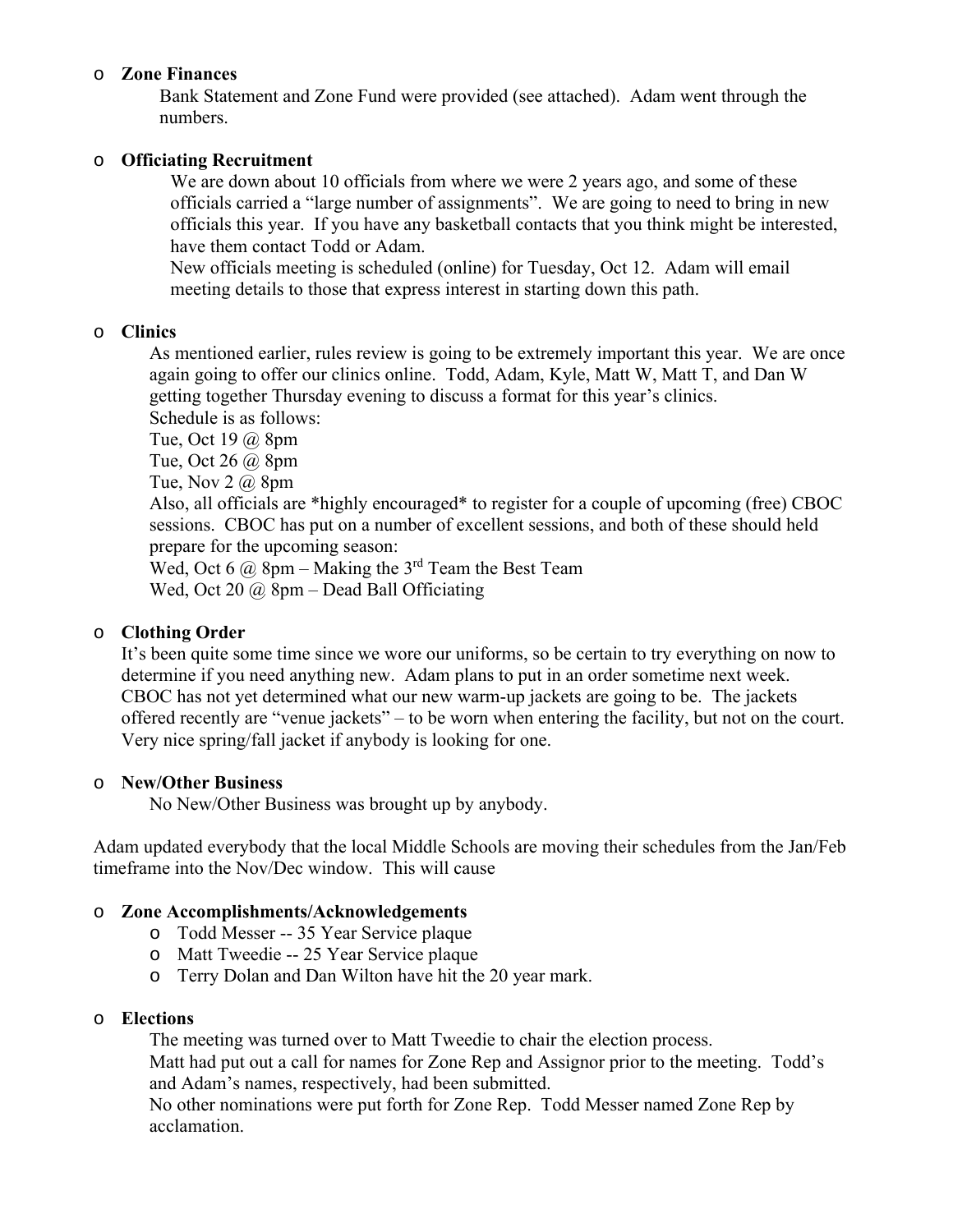- **Zone Finances**

  Bank Statement and Zone Fund were provided (see attached). Adam went through the numbers.

- **Officiating Recruitment**

  We are down about 10 officials from where we were 2 years ago, and some of these officials carried a "large number of assignments". We are going to need to bring in new officials this year. If you have any basketball contacts that you think might be interested, have them contact Todd or Adam.

  New officials meeting is scheduled (online) for Tuesday, Oct 12. Adam will email meeting details to those that express interest in starting down this path.

- **Clinics**

  As mentioned earlier, rules review is going to be extremely important this year. We are once again going to offer our clinics online. Todd, Adam, Kyle, Matt W, Matt T, and Dan W getting together Thursday evening to discuss a format for this year's clinics.

  Schedule is as follows:

  Tue, Oct 19 @ 8pm

  Tue, Oct 26 @ 8pm

  Tue, Nov 2 @ 8pm

  Also, all officials are *highly encouraged* to register for a couple of upcoming (free) CBOC sessions. CBOC has put on a number of excellent sessions, and both of these should held prepare for the upcoming season:

  Wed, Oct 6 @ 8pm – Making the 3rd Team the Best Team

  Wed, Oct 20 @ 8pm – Dead Ball Officiating

- **Clothing Order**

  It's been quite some time since we wore our uniforms, so be certain to try everything on now to determine if you need anything new. Adam plans to put in an order sometime next week. CBOC has not yet determined what our new warm-up jackets are going to be. The jackets offered recently are "venue jackets" – to be worn when entering the facility, but not on the court. Very nice spring/fall jacket if anybody is looking for one.

- **New/Other Business**

  No New/Other Business was brought up by anybody.

Adam updated everybody that the local Middle Schools are moving their schedules from the Jan/Feb timeframe into the Nov/Dec window. This will cause

- **Zone Accomplishments/Acknowledgements**
  - Todd Messer -- 35 Year Service plaque
  - Matt Tweedie -- 25 Year Service plaque
  - Terry Dolan and Dan Wilton have hit the 20 year mark.

- **Elections**

  The meeting was turned over to Matt Tweedie to chair the election process.

  Matt had put out a call for names for Zone Rep and Assignor prior to the meeting. Todd's and Adam's names, respectively, had been submitted.

  No other nominations were put forth for Zone Rep. Todd Messer named Zone Rep by acclamation.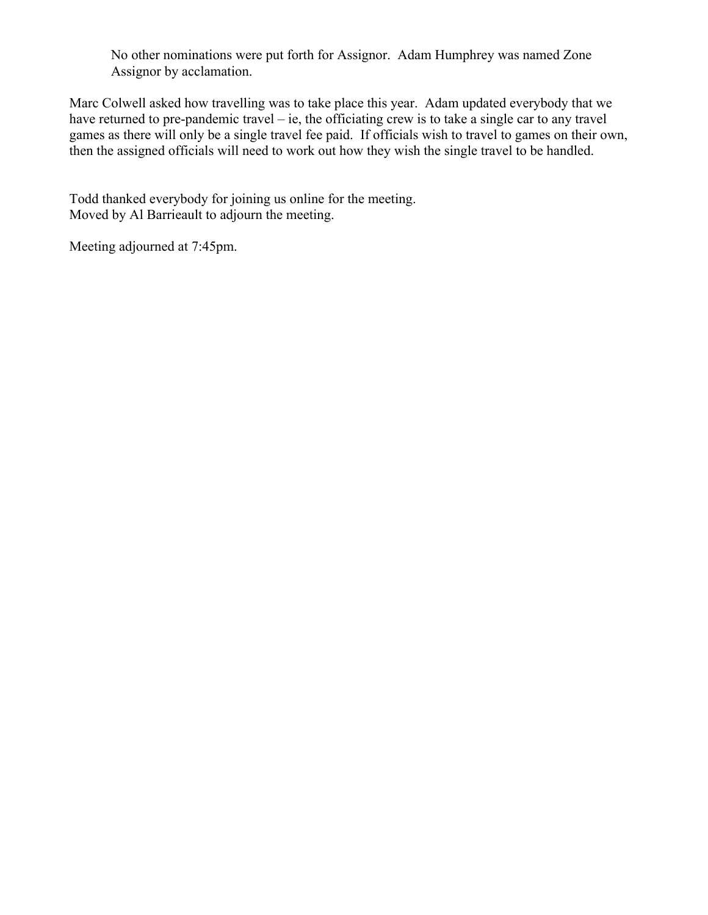No other nominations were put forth for Assignor. Adam Humphrey was named Zone Assignor by acclamation.

Marc Colwell asked how travelling was to take place this year. Adam updated everybody that we have returned to pre-pandemic travel – ie, the officiating crew is to take a single car to any travel games as there will only be a single travel fee paid. If officials wish to travel to games on their own, then the assigned officials will need to work out how they wish the single travel to be handled.

Todd thanked everybody for joining us online for the meeting.
Moved by Al Barrieault to adjourn the meeting.

Meeting adjourned at 7:45pm.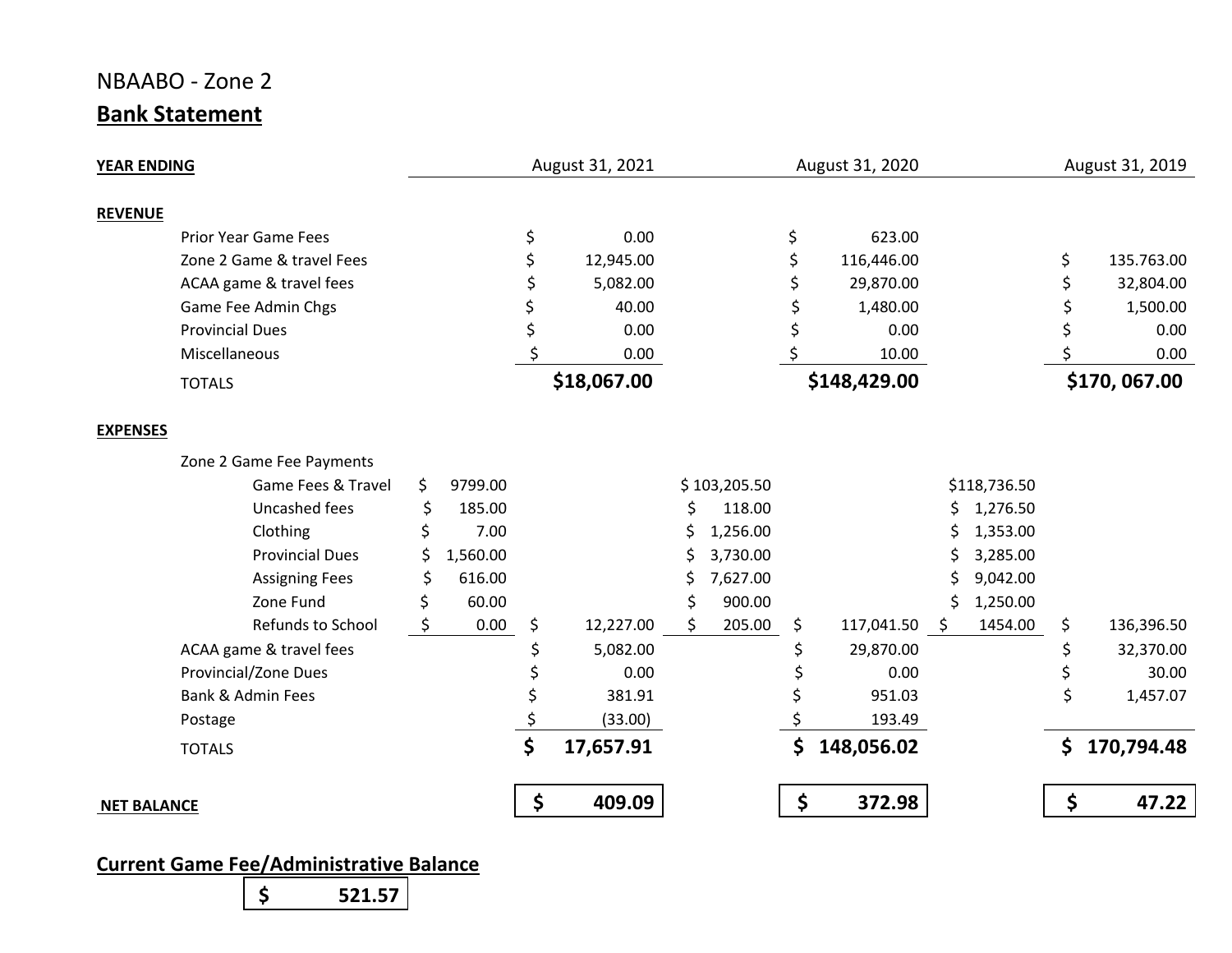NBAABO - Zone 2

**Bank Statement**

| **YEAR ENDING** | | August 31, 2021 | | August 31, 2020 | | August 31, 2019 |
|---|---|---|---|---|---|---|
| **REVENUE** | | | | | | |
| Prior Year Game Fees | | $ 0.00 | | $ 623.00 | | |
| Zone 2 Game & travel Fees | | $ 12,945.00 | | $ 116,446.00 | | $ 135.763.00 |
| ACAA game & travel fees | | $ 5,082.00 | | $ 29,870.00 | | $ 32,804.00 |
| Game Fee Admin Chgs | | $ 40.00 | | $ 1,480.00 | | $ 1,500.00 |
| Provincial Dues | | $ 0.00 | | $ 0.00 | | $ 0.00 |
| Miscellaneous | | $ 0.00 | | $ 10.00 | | $ 0.00 |
| TOTALS | | **$18,067.00** | | **$148,429.00** | | **$170, 067.00** |
| **EXPENSES** | | | | | | |
| Zone 2 Game Fee Payments | | | | | | |
| Game Fees & Travel | $ 9799.00 | | $ 103,205.50 | | $118,736.50 | |
| Uncashed fees | $ 185.00 | | $ 118.00 | | $ 1,276.50 | |
| Clothing | $ 7.00 | | $ 1,256.00 | | $ 1,353.00 | |
| Provincial Dues | $ 1,560.00 | | $ 3,730.00 | | $ 3,285.00 | |
| Assigning Fees | $ 616.00 | | $ 7,627.00 | | $ 9,042.00 | |
| Zone Fund | $ 60.00 | | $ 900.00 | | $ 1,250.00 | |
| Refunds to School | $ 0.00 | $ 12,227.00 | $ 205.00 | $ 117,041.50 | $ 1454.00 | $ 136,396.50 |
| ACAA game & travel fees | | $ 5,082.00 | | $ 29,870.00 | | $ 32,370.00 |
| Provincial/Zone Dues | | $ 0.00 | | $ 0.00 | | $ 30.00 |
| Bank & Admin Fees | | $ 381.91 | | $ 951.03 | | $ 1,457.07 |
| Postage | | $ (33.00) | | $ 193.49 | | |
| TOTALS | | **$ 17,657.91** | | **$ 148,056.02** | | **$ 170,794.48** |
| **NET BALANCE** | | **$ 409.09** | | **$ 372.98** | | **$ 47.22** |

**Current Game Fee/Administrative Balance**

**$ 521.57**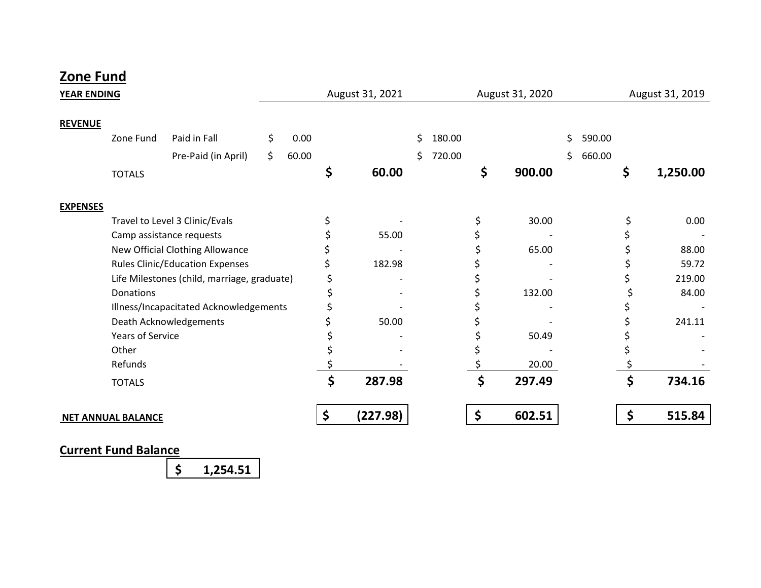## Zone Fund

| YEAR ENDING | | | August 31, 2021 | | August 31, 2020 | | August 31, 2019 |
|---|---|---|---|---|---|---|---|
| **REVENUE** | | | | | | | |
| Zone Fund | Paid in Fall | $ 0.00 | | $ 180.00 | | $ 590.00 | |
| | Pre-Paid (in April) | $ 60.00 | | $ 720.00 | | $ 660.00 | |
| TOTALS | | | **$ 60.00** | | **$ 900.00** | | **$ 1,250.00** |
| **EXPENSES** | | | | | | | |
| Travel to Level 3 Clinic/Evals | | | $ - | | $ 30.00 | | $ 0.00 |
| Camp assistance requests | | | $ 55.00 | | $ - | | $ - |
| New Official Clothing Allowance | | | $ - | | $ 65.00 | | $ 88.00 |
| Rules Clinic/Education Expenses | | | $ 182.98 | | $ - | | $ 59.72 |
| Life Milestones (child, marriage, graduate) | | | $ - | | $ - | | $ 219.00 |
| Donations | | | $ - | | $ 132.00 | | $ 84.00 |
| Illness/Incapacitated Acknowledgements | | | $ - | | $ - | | $ - |
| Death Acknowledgements | | | $ 50.00 | | $ - | | $ 241.11 |
| Years of Service | | | $ - | | $ 50.49 | | $ - |
| Other | | | $ - | | $ - | | $ - |
| Refunds | | | $ - | | $ 20.00 | | $ - |
| TOTALS | | | **$ 287.98** | | **$ 297.49** | | **$ 734.16** |
| **NET ANNUAL BALANCE** | | | **$ (227.98)** | | **$ 602.51** | | **$ 515.84** |

## Current Fund Balance

**$ 1,254.51**